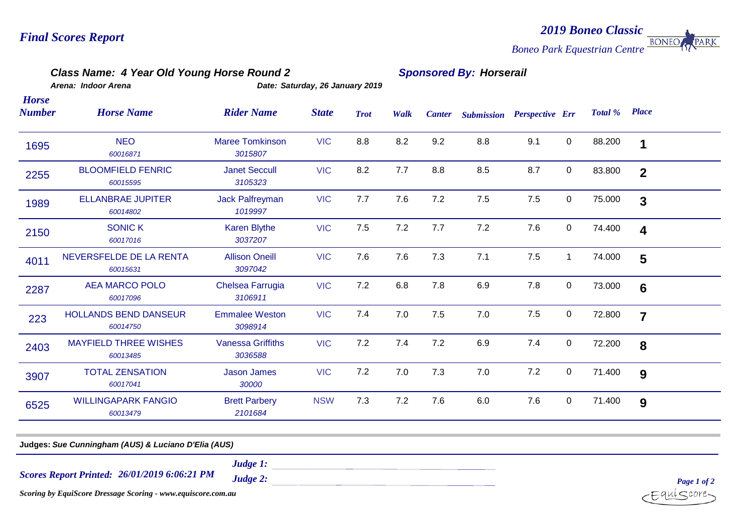# Final Scores Report

## 2019 Boneo Classic

*Boneo Park Equestrian Centre*

### Class Name: 4 Year Old Young Horse Round 2

**Sponsored By: Horserail**

*Arena: Indoor Arena* *Date: Saturday, 26 January 2019*

| Horse Number | Horse Name | Rider Name | State | Trot | Walk | Canter | Submission | Perspective | Err | Total % | Place |
|---|---|---|---|---|---|---|---|---|---|---|---|
| 1695 | NEO *60016871* | Maree Tomkinson *3015807* | VIC | 8.8 | 8.2 | 9.2 | 8.8 | 9.1 | 0 | 88.200 | **1** |
| 2255 | BLOOMFIELD FENRIC *60015595* | Janet Seccull *3105323* | VIC | 8.2 | 7.7 | 8.8 | 8.5 | 8.7 | 0 | 83.800 | **2** |
| 1989 | ELLANBRAE JUPITER *60014802* | Jack Palfreyman *1019997* | VIC | 7.7 | 7.6 | 7.2 | 7.5 | 7.5 | 0 | 75.000 | **3** |
| 2150 | SONIC K *60017016* | Karen Blythe *3037207* | VIC | 7.5 | 7.2 | 7.7 | 7.2 | 7.6 | 0 | 74.400 | **4** |
| 4011 | NEVERSFELDE DE LA RENTA *60015631* | Allison Oneill *3097042* | VIC | 7.6 | 7.6 | 7.3 | 7.1 | 7.5 | 1 | 74.000 | **5** |
| 2287 | AEA MARCO POLO *60017096* | Chelsea Farrugia *3106911* | VIC | 7.2 | 6.8 | 7.8 | 6.9 | 7.8 | 0 | 73.000 | **6** |
| 223 | HOLLANDS BEND DANSEUR *60014750* | Emmalee Weston *3098914* | VIC | 7.4 | 7.0 | 7.5 | 7.0 | 7.5 | 0 | 72.800 | **7** |
| 2403 | MAYFIELD THREE WISHES *60013485* | Vanessa Griffiths *3036588* | VIC | 7.2 | 7.4 | 7.2 | 6.9 | 7.4 | 0 | 72.200 | **8** |
| 3907 | TOTAL ZENSATION *60017041* | Jason James *30000* | VIC | 7.2 | 7.0 | 7.3 | 7.0 | 7.2 | 0 | 71.400 | **9** |
| 6525 | WILLINGAPARK FANGIO *60013479* | Brett Parbery *2101684* | NSW | 7.3 | 7.2 | 7.6 | 6.0 | 7.6 | 0 | 71.400 | **9** |

**Judges:** ***Sue Cunningham (AUS) & Luciano D'Elia (AUS)***

***Scores Report Printed: 26/01/2019 6:06:21 PM***

***Judge 1:***

***Judge 2:***

*Scoring by EquiScore Dressage Scoring - www.equiscore.com.au*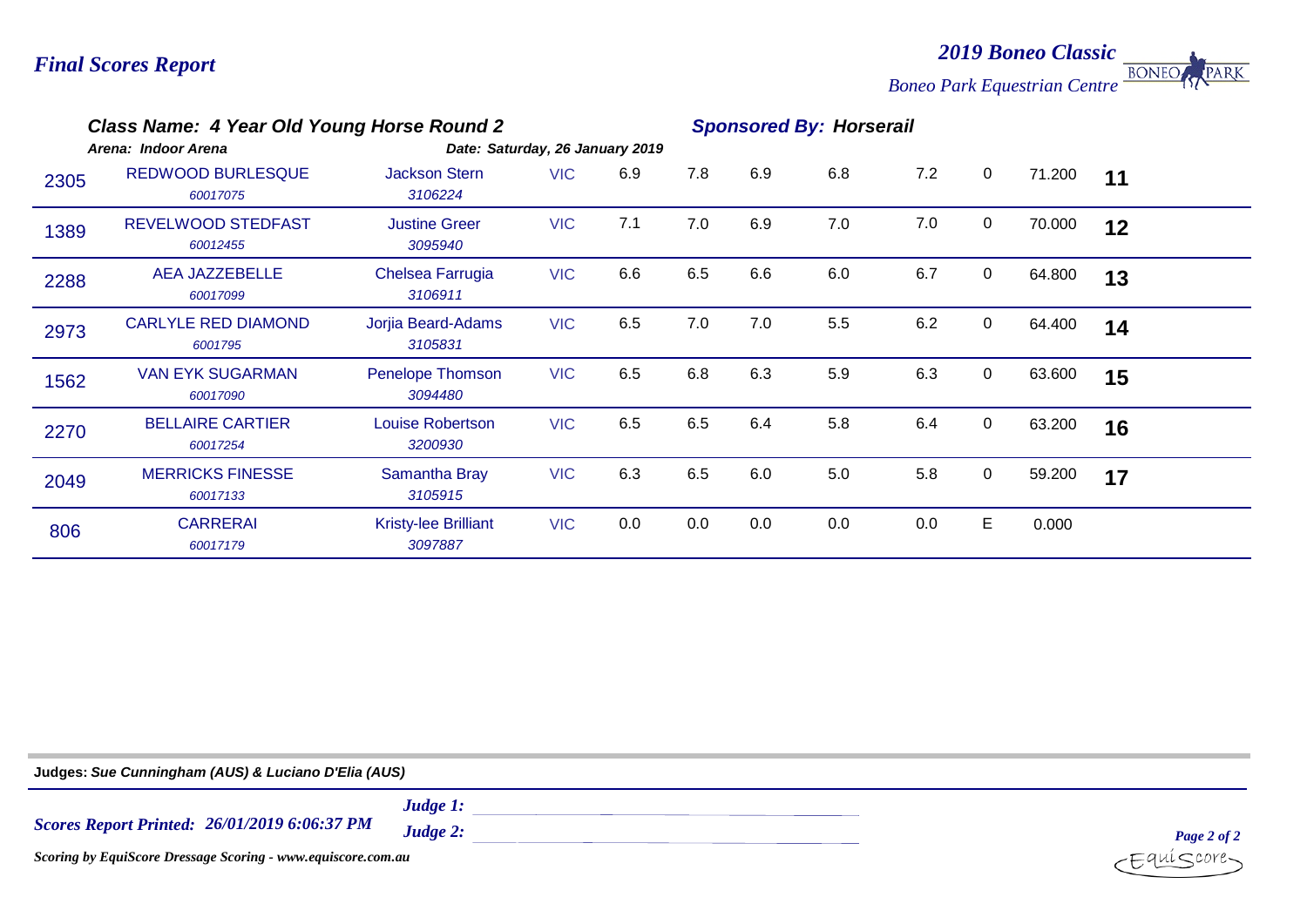# Final Scores Report

**2019 Boneo Classic**

*Boneo Park Equestrian Centre*

### Class Name: 4 Year Old Young Horse Round 2

**Sponsored By: Horserail**

*Arena: Indoor Arena* — *Date: Saturday, 26 January 2019*

| No. | Horse | Rider | State | | | | | | | Score | Place |
|---|---|---|---|---|---|---|---|---|---|---|---|
| 2305 | REDWOOD BURLESQUE *60017075* | Jackson Stern *3106224* | VIC | 6.9 | 7.8 | 6.9 | 6.8 | 7.2 | 0 | 71.200 | **11** |
| 1389 | REVELWOOD STEDFAST *60012455* | Justine Greer *3095940* | VIC | 7.1 | 7.0 | 6.9 | 7.0 | 7.0 | 0 | 70.000 | **12** |
| 2288 | AEA JAZZEBELLE *60017099* | Chelsea Farrugia *3106911* | VIC | 6.6 | 6.5 | 6.6 | 6.0 | 6.7 | 0 | 64.800 | **13** |
| 2973 | CARLYLE RED DIAMOND *6001795* | Jorjia Beard-Adams *3105831* | VIC | 6.5 | 7.0 | 7.0 | 5.5 | 6.2 | 0 | 64.400 | **14** |
| 1562 | VAN EYK SUGARMAN *60017090* | Penelope Thomson *3094480* | VIC | 6.5 | 6.8 | 6.3 | 5.9 | 6.3 | 0 | 63.600 | **15** |
| 2270 | BELLAIRE CARTIER *60017254* | Louise Robertson *3200930* | VIC | 6.5 | 6.5 | 6.4 | 5.8 | 6.4 | 0 | 63.200 | **16** |
| 2049 | MERRICKS FINESSE *60017133* | Samantha Bray *3105915* | VIC | 6.3 | 6.5 | 6.0 | 5.0 | 5.8 | 0 | 59.200 | **17** |
| 806 | CARRERAI *60017179* | Kristy-lee Brilliant *3097887* | VIC | 0.0 | 0.0 | 0.0 | 0.0 | 0.0 | E | 0.000 | |

**Judges:** ***Sue Cunningham (AUS) & Luciano D'Elia (AUS)***

***Scores Report Printed: 26/01/2019 6:06:37 PM***

***Judge 1:***

***Judge 2:***

*Scoring by EquiScore Dressage Scoring - www.equiscore.com.au*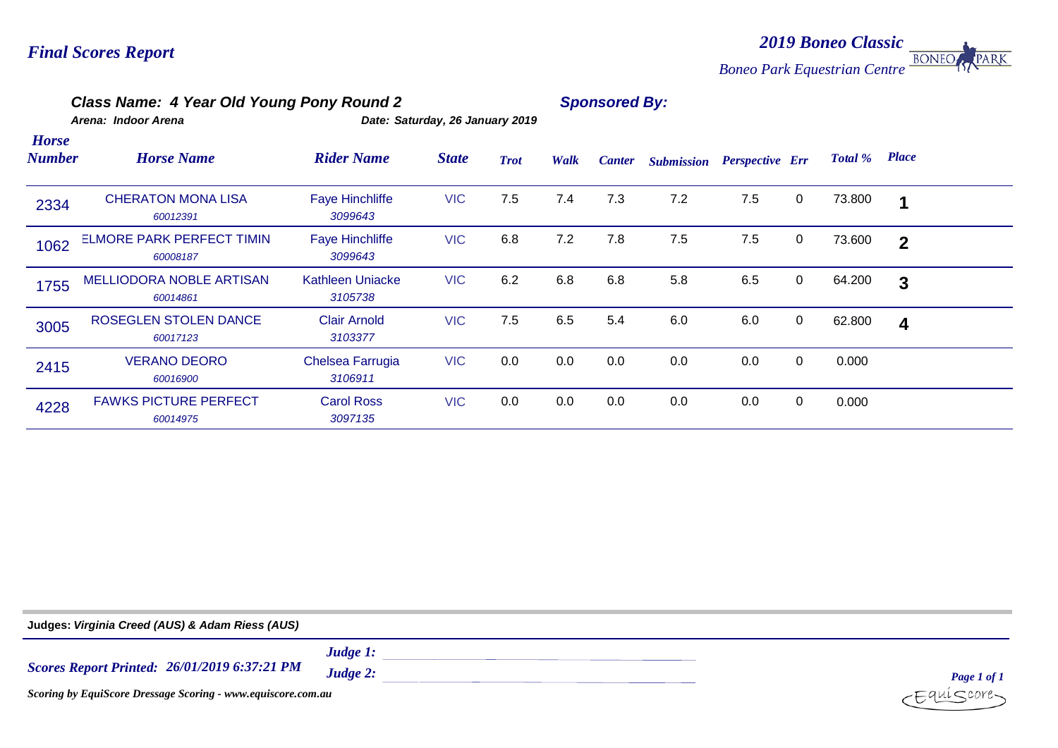# Final Scores Report

**2019 Boneo Classic**

*Boneo Park Equestrian Centre*

## Class Name: 4 Year Old Young Pony Round 2

**Sponsored By:**

Arena: Indoor Arena

Date: Saturday, 26 January 2019

| Horse Number | Horse Name | Rider Name | State | Trot | Walk | Canter | Submission | Perspective | Err | Total % | Place |
|---|---|---|---|---|---|---|---|---|---|---|---|
| 2334 | CHERATON MONA LISA<br>*60012391* | Faye Hinchliffe<br>*3099643* | VIC | 7.5 | 7.4 | 7.3 | 7.2 | 7.5 | 0 | 73.800 | 1 |
| 1062 | ELMORE PARK PERFECT TIMIN<br>*60008187* | Faye Hinchliffe<br>*3099643* | VIC | 6.8 | 7.2 | 7.8 | 7.5 | 7.5 | 0 | 73.600 | 2 |
| 1755 | MELLIODORA NOBLE ARTISAN<br>*60014861* | Kathleen Uniacke<br>*3105738* | VIC | 6.2 | 6.8 | 6.8 | 5.8 | 6.5 | 0 | 64.200 | 3 |
| 3005 | ROSEGLEN STOLEN DANCE<br>*60017123* | Clair Arnold<br>*3103377* | VIC | 7.5 | 6.5 | 5.4 | 6.0 | 6.0 | 0 | 62.800 | 4 |
| 2415 | VERANO DEORO<br>*60016900* | Chelsea Farrugia<br>*3106911* | VIC | 0.0 | 0.0 | 0.0 | 0.0 | 0.0 | 0 | 0.000 | |
| 4228 | FAWKS PICTURE PERFECT<br>*60014975* | Carol Ross<br>*3097135* | VIC | 0.0 | 0.0 | 0.0 | 0.0 | 0.0 | 0 | 0.000 | |

**Judges:** *Virginia Creed (AUS) & Adam Riess (AUS)*

*Scores Report Printed: 26/01/2019 6:37:21 PM*

*Judge 1:*

*Judge 2:*

*Scoring by EquiScore Dressage Scoring - www.equiscore.com.au*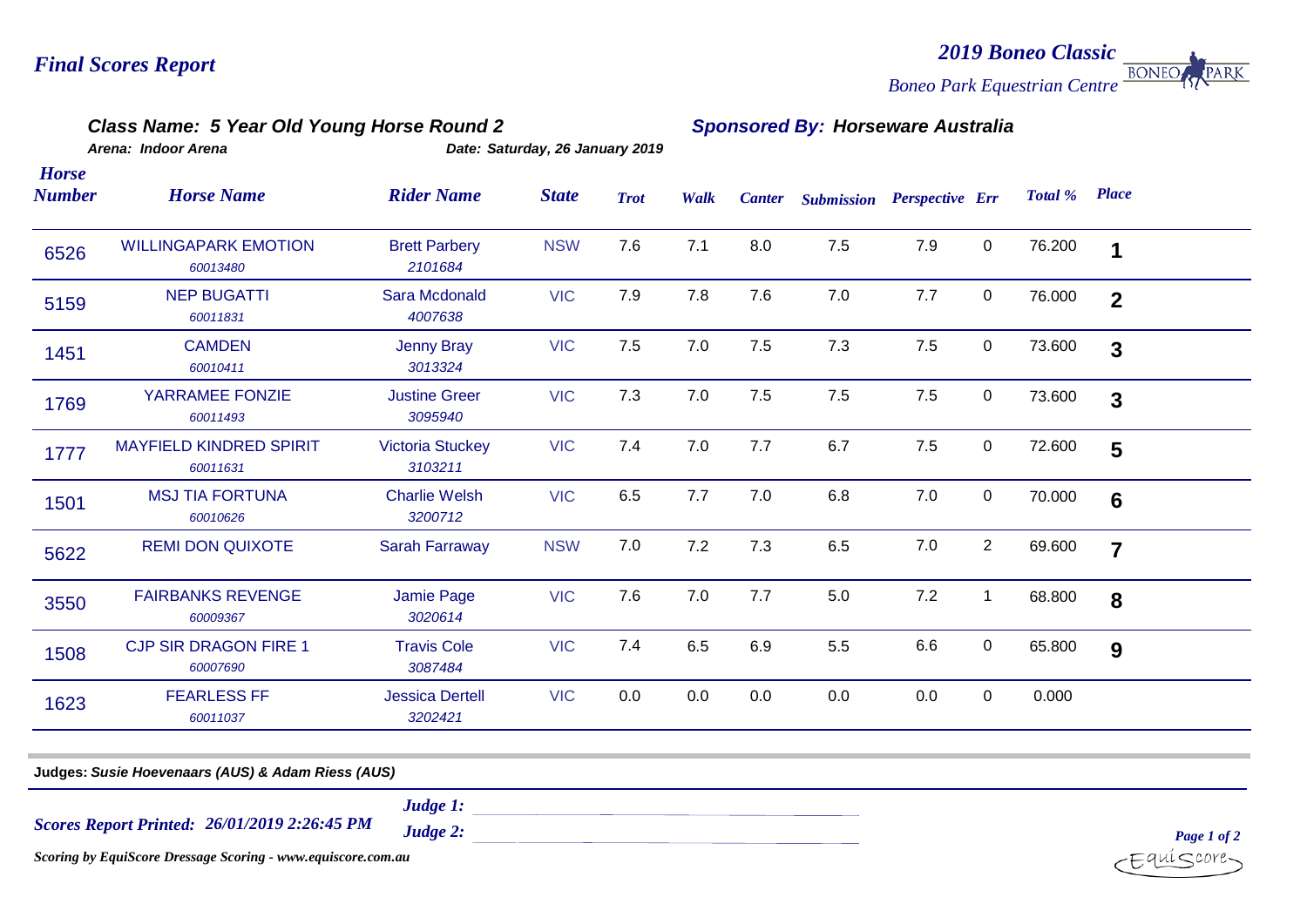# Final Scores Report

## 2019 Boneo Classic

*Boneo Park Equestrian Centre*

### Class Name: 5 Year Old Young Horse Round 2

**Sponsored By: Horseware Australia**

*Arena: Indoor Arena* | *Date: Saturday, 26 January 2019*

| Horse Number | Horse Name | Rider Name | State | Trot | Walk | Canter | Submission | Perspective | Err | Total % | Place |
|---|---|---|---|---|---|---|---|---|---|---|---|
| 6526 | WILLINGAPARK EMOTION 60013480 | Brett Parbery 2101684 | NSW | 7.6 | 7.1 | 8.0 | 7.5 | 7.9 | 0 | 76.200 | 1 |
| 5159 | NEP BUGATTI 60011831 | Sara Mcdonald 4007638 | VIC | 7.9 | 7.8 | 7.6 | 7.0 | 7.7 | 0 | 76.000 | 2 |
| 1451 | CAMDEN 60010411 | Jenny Bray 3013324 | VIC | 7.5 | 7.0 | 7.5 | 7.3 | 7.5 | 0 | 73.600 | 3 |
| 1769 | YARRAMEE FONZIE 60011493 | Justine Greer 3095940 | VIC | 7.3 | 7.0 | 7.5 | 7.5 | 7.5 | 0 | 73.600 | 3 |
| 1777 | MAYFIELD KINDRED SPIRIT 60011631 | Victoria Stuckey 3103211 | VIC | 7.4 | 7.0 | 7.7 | 6.7 | 7.5 | 0 | 72.600 | 5 |
| 1501 | MSJ TIA FORTUNA 60010626 | Charlie Welsh 3200712 | VIC | 6.5 | 7.7 | 7.0 | 6.8 | 7.0 | 0 | 70.000 | 6 |
| 5622 | REMI DON QUIXOTE | Sarah Farraway | NSW | 7.0 | 7.2 | 7.3 | 6.5 | 7.0 | 2 | 69.600 | 7 |
| 3550 | FAIRBANKS REVENGE 60009367 | Jamie Page 3020614 | VIC | 7.6 | 7.0 | 7.7 | 5.0 | 7.2 | 1 | 68.800 | 8 |
| 1508 | CJP SIR DRAGON FIRE 1 60007690 | Travis Cole 3087484 | VIC | 7.4 | 6.5 | 6.9 | 5.5 | 6.6 | 0 | 65.800 | 9 |
| 1623 | FEARLESS FF 60011037 | Jessica Dertell 3202421 | VIC | 0.0 | 0.0 | 0.0 | 0.0 | 0.0 | 0 | 0.000 | |

**Judges:** *Susie Hoevenaars (AUS) & Adam Riess (AUS)*

*Scores Report Printed: 26/01/2019 2:26:45 PM*

*Judge 1:*

*Judge 2:*

*Scoring by EquiScore Dressage Scoring - www.equiscore.com.au*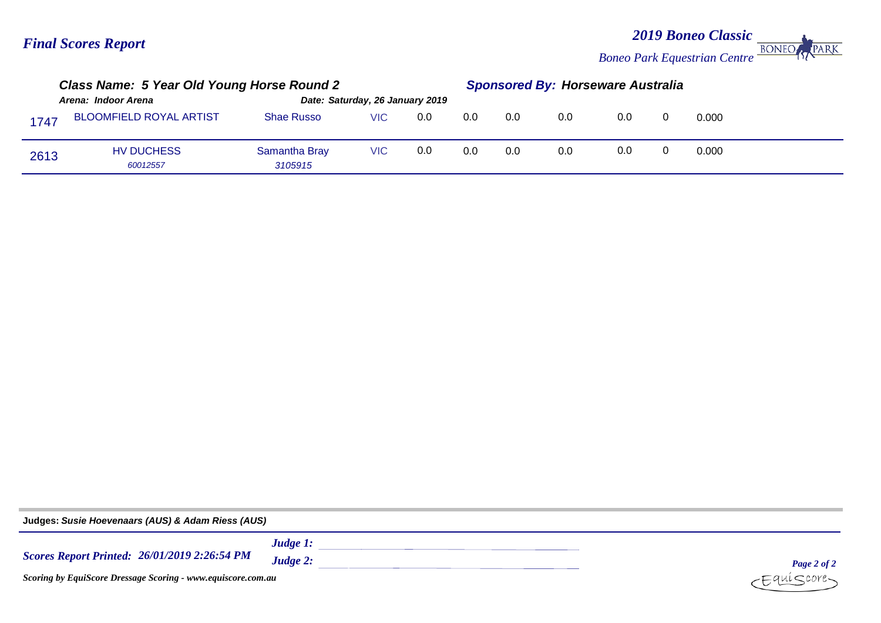## Final Scores Report

**2019 Boneo Classic**
*Boneo Park Equestrian Centre*

### Class Name: 5 Year Old Young Horse Round 2

**Sponsored By: Horseware Australia**

*Arena: Indoor Arena* *Date: Saturday, 26 January 2019*

| | | | | | | | | | | |
|---|---|---|---|---|---|---|---|---|---|---|
| 1747 | BLOOMFIELD ROYAL ARTIST | Shae Russo | VIC | 0.0 | 0.0 | 0.0 | 0.0 | 0.0 | 0 | 0.000 |
| 2613 | HV DUCHESS *60012557* | Samantha Bray *3105915* | VIC | 0.0 | 0.0 | 0.0 | 0.0 | 0.0 | 0 | 0.000 |

**Judges:** ***Susie Hoevenaars (AUS) & Adam Riess (AUS)***

***Scores Report Printed: 26/01/2019 2:26:54 PM***

***Judge 1:***

***Judge 2:***

*Scoring by EquiScore Dressage Scoring - www.equiscore.com.au*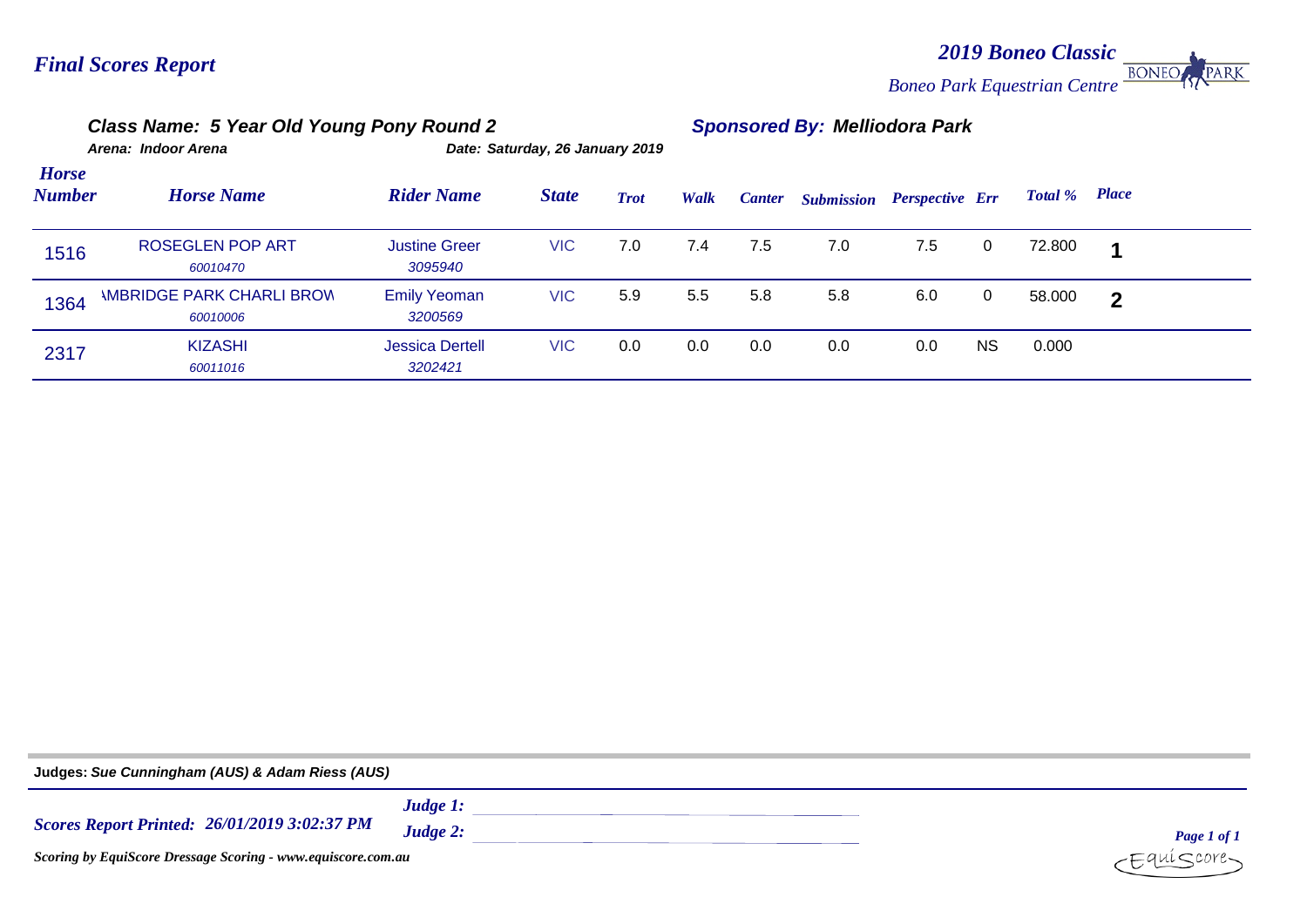# Final Scores Report

## 2019 Boneo Classic

*Boneo Park Equestrian Centre*

### Class Name: 5 Year Old Young Pony Round 2

**Sponsored By: Melliodora Park**

*Arena: Indoor Arena*

*Date: Saturday, 26 January 2019*

| Horse Number | Horse Name | Rider Name | State | Trot | Walk | Canter | Submission | Perspective | Err | Total % | Place |
|---|---|---|---|---|---|---|---|---|---|---|---|
| 1516 | ROSEGLEN POP ART<br>*60010470* | Justine Greer<br>*3095940* | VIC | 7.0 | 7.4 | 7.5 | 7.0 | 7.5 | 0 | 72.800 | 1 |
| 1364 | \MBRIDGE PARK CHARLI BROV<br>*60010006* | Emily Yeoman<br>*3200569* | VIC | 5.9 | 5.5 | 5.8 | 5.8 | 6.0 | 0 | 58.000 | 2 |
| 2317 | KIZASHI<br>*60011016* | Jessica Dertell<br>*3202421* | VIC | 0.0 | 0.0 | 0.0 | 0.0 | 0.0 | NS | 0.000 | |

**Judges:** *Sue Cunningham (AUS) & Adam Riess (AUS)*

*Scores Report Printed: 26/01/2019 3:02:37 PM*

*Judge 1:*

*Judge 2:*

*Scoring by EquiScore Dressage Scoring - www.equiscore.com.au*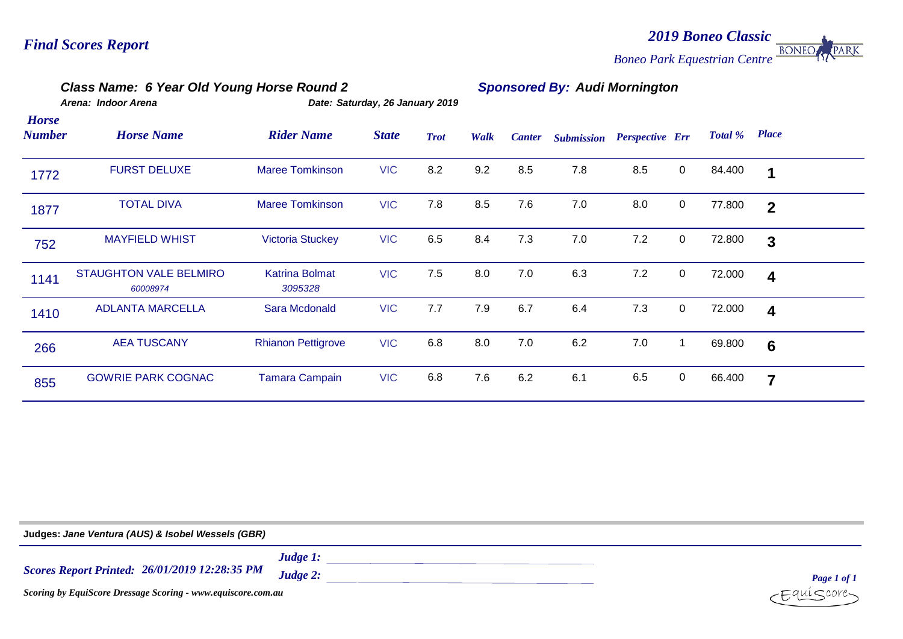## Final Scores Report

**2019 Boneo Classic**
*Boneo Park Equestrian Centre*

**Class Name: 6 Year Old Young Horse Round 2** — **Sponsored By: Audi Mornington**

*Arena: Indoor Arena* — *Date: Saturday, 26 January 2019*

| Horse Number | Horse Name | Rider Name | State | Trot | Walk | Canter | Submission | Perspective | Err | Total % | Place |
|---|---|---|---|---|---|---|---|---|---|---|---|
| 1772 | FURST DELUXE | Maree Tomkinson | VIC | 8.2 | 9.2 | 8.5 | 7.8 | 8.5 | 0 | 84.400 | 1 |
| 1877 | TOTAL DIVA | Maree Tomkinson | VIC | 7.8 | 8.5 | 7.6 | 7.0 | 8.0 | 0 | 77.800 | 2 |
| 752 | MAYFIELD WHIST | Victoria Stuckey | VIC | 6.5 | 8.4 | 7.3 | 7.0 | 7.2 | 0 | 72.800 | 3 |
| 1141 | STAUGHTON VALE BELMIRO 60008974 | Katrina Bolmat 3095328 | VIC | 7.5 | 8.0 | 7.0 | 6.3 | 7.2 | 0 | 72.000 | 4 |
| 1410 | ADLANTA MARCELLA | Sara Mcdonald | VIC | 7.7 | 7.9 | 6.7 | 6.4 | 7.3 | 0 | 72.000 | 4 |
| 266 | AEA TUSCANY | Rhianon Pettigrove | VIC | 6.8 | 8.0 | 7.0 | 6.2 | 7.0 | 1 | 69.800 | 6 |
| 855 | GOWRIE PARK COGNAC | Tamara Campain | VIC | 6.8 | 7.6 | 6.2 | 6.1 | 6.5 | 0 | 66.400 | 7 |

**Judges:** *Jane Ventura (AUS) & Isobel Wessels (GBR)*

*Scores Report Printed: 26/01/2019 12:28:35 PM*

*Judge 1:* ______________________

*Judge 2:* ______________________

*Scoring by EquiScore Dressage Scoring - www.equiscore.com.au*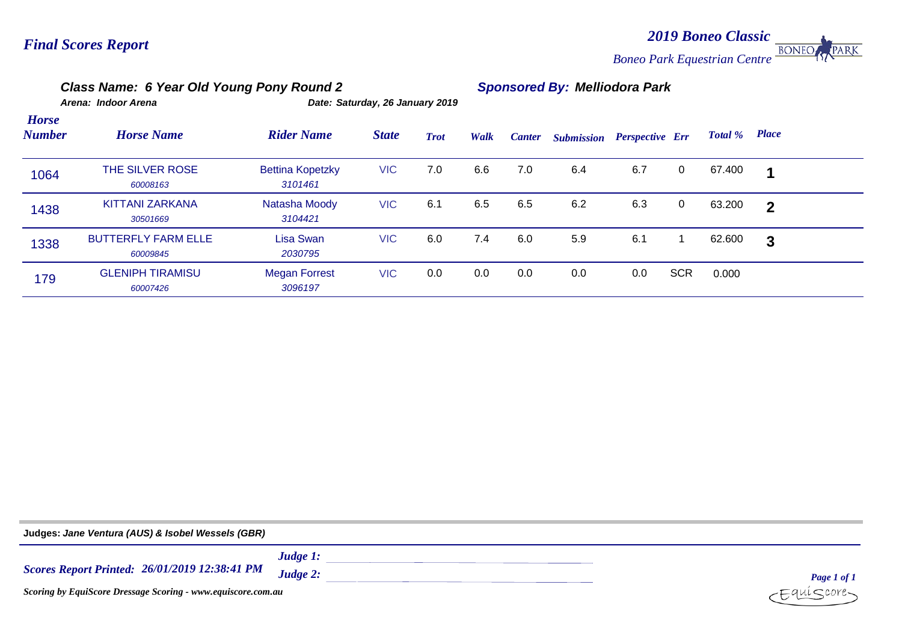# Final Scores Report

## 2019 Boneo Classic

*Boneo Park Equestrian Centre*

### Class Name: 6 Year Old Young Pony Round 2

**Sponsored By: Melliodora Park**

*Arena: Indoor Arena* *Date: Saturday, 26 January 2019*

| Horse Number | Horse Name | Rider Name | State | Trot | Walk | Canter | Submission | Perspective | Err | Total % | Place |
|---|---|---|---|---|---|---|---|---|---|---|---|
| 1064 | THE SILVER ROSE *60008163* | Bettina Kopetzky *3101461* | VIC | 7.0 | 6.6 | 7.0 | 6.4 | 6.7 | 0 | 67.400 | 1 |
| 1438 | KITTANI ZARKANA *30501669* | Natasha Moody *3104421* | VIC | 6.1 | 6.5 | 6.5 | 6.2 | 6.3 | 0 | 63.200 | 2 |
| 1338 | BUTTERFLY FARM ELLE *60009845* | Lisa Swan *2030795* | VIC | 6.0 | 7.4 | 6.0 | 5.9 | 6.1 | 1 | 62.600 | 3 |
| 179 | GLENIPH TIRAMISU *60007426* | Megan Forrest *3096197* | VIC | 0.0 | 0.0 | 0.0 | 0.0 | 0.0 | SCR | 0.000 | |

**Judges:** *Jane Ventura (AUS) & Isobel Wessels (GBR)*

*Scores Report Printed: 26/01/2019 12:38:41 PM*

*Judge 1:*

*Judge 2:*

*Scoring by EquiScore Dressage Scoring - www.equiscore.com.au*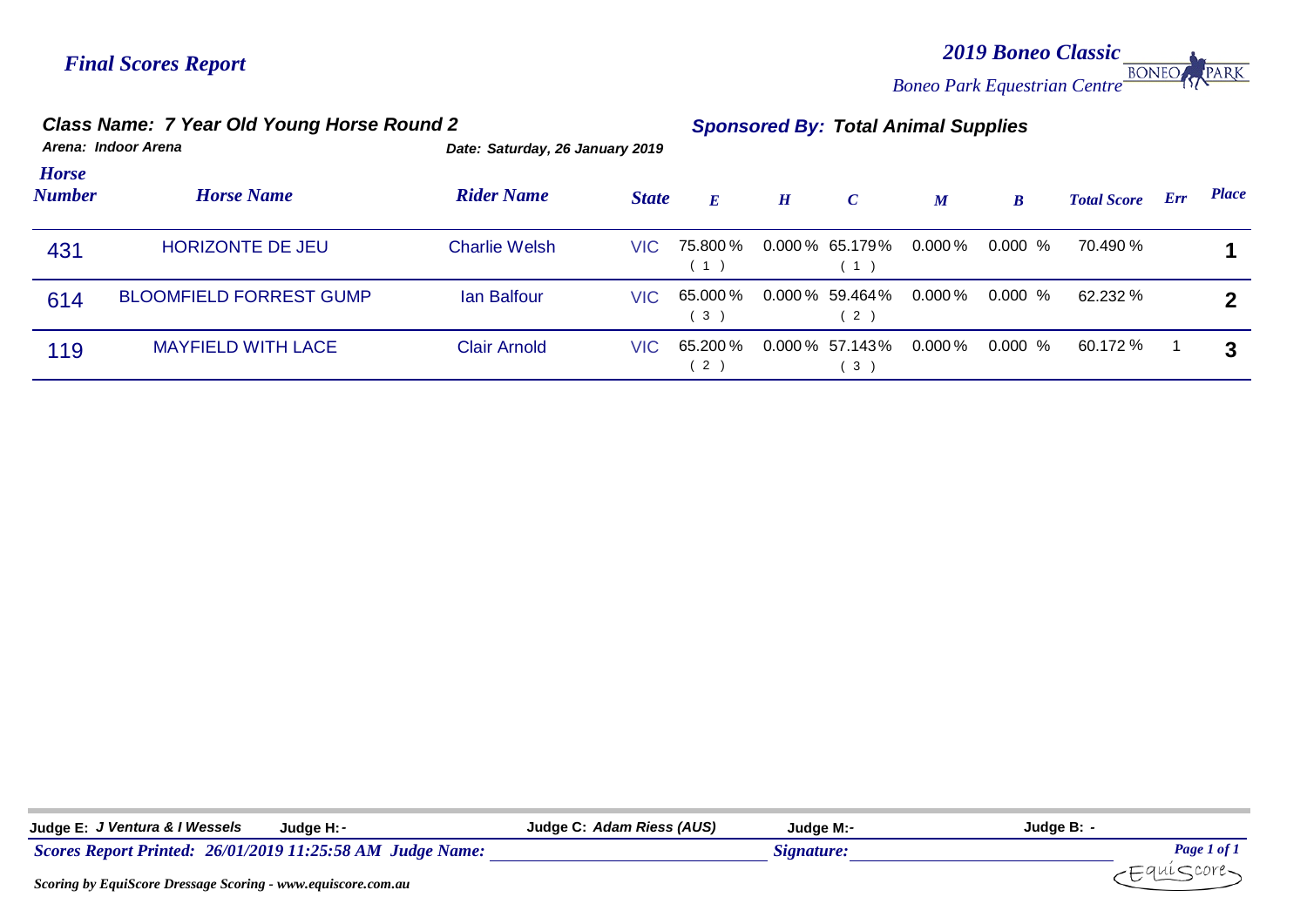# Final Scores Report

**2019 Boneo Classic**
*Boneo Park Equestrian Centre*

## Class Name: 7 Year Old Young Horse Round 2

**Sponsored By: Total Animal Supplies**

*Arena: Indoor Arena*
*Date: Saturday, 26 January 2019*

| Horse Number | Horse Name | Rider Name | State | E | H | C | M | B | Total Score | Err | Place |
|---|---|---|---|---|---|---|---|---|---|---|---|
| 431 | HORIZONTE DE JEU | Charlie Welsh | VIC | 75.800 % ( 1 ) | 0.000 % | 65.179% ( 1 ) | 0.000 % | 0.000 % | 70.490 % | | 1 |
| 614 | BLOOMFIELD FORREST GUMP | Ian Balfour | VIC | 65.000 % ( 3 ) | 0.000 % | 59.464% ( 2 ) | 0.000 % | 0.000 % | 62.232 % | | 2 |
| 119 | MAYFIELD WITH LACE | Clair Arnold | VIC | 65.200 % ( 2 ) | 0.000 % | 57.143% ( 3 ) | 0.000 % | 0.000 % | 60.172 % | 1 | 3 |

**Judge E:** *J Ventura & I Wessels* **Judge H:** - **Judge C:** *Adam Riess (AUS)* **Judge M:** - **Judge B:** -

*Scores Report Printed: 26/01/2019 11:25:58 AM Judge Name:* ______________________ *Signature:* ______________________

*Scoring by EquiScore Dressage Scoring - www.equiscore.com.au*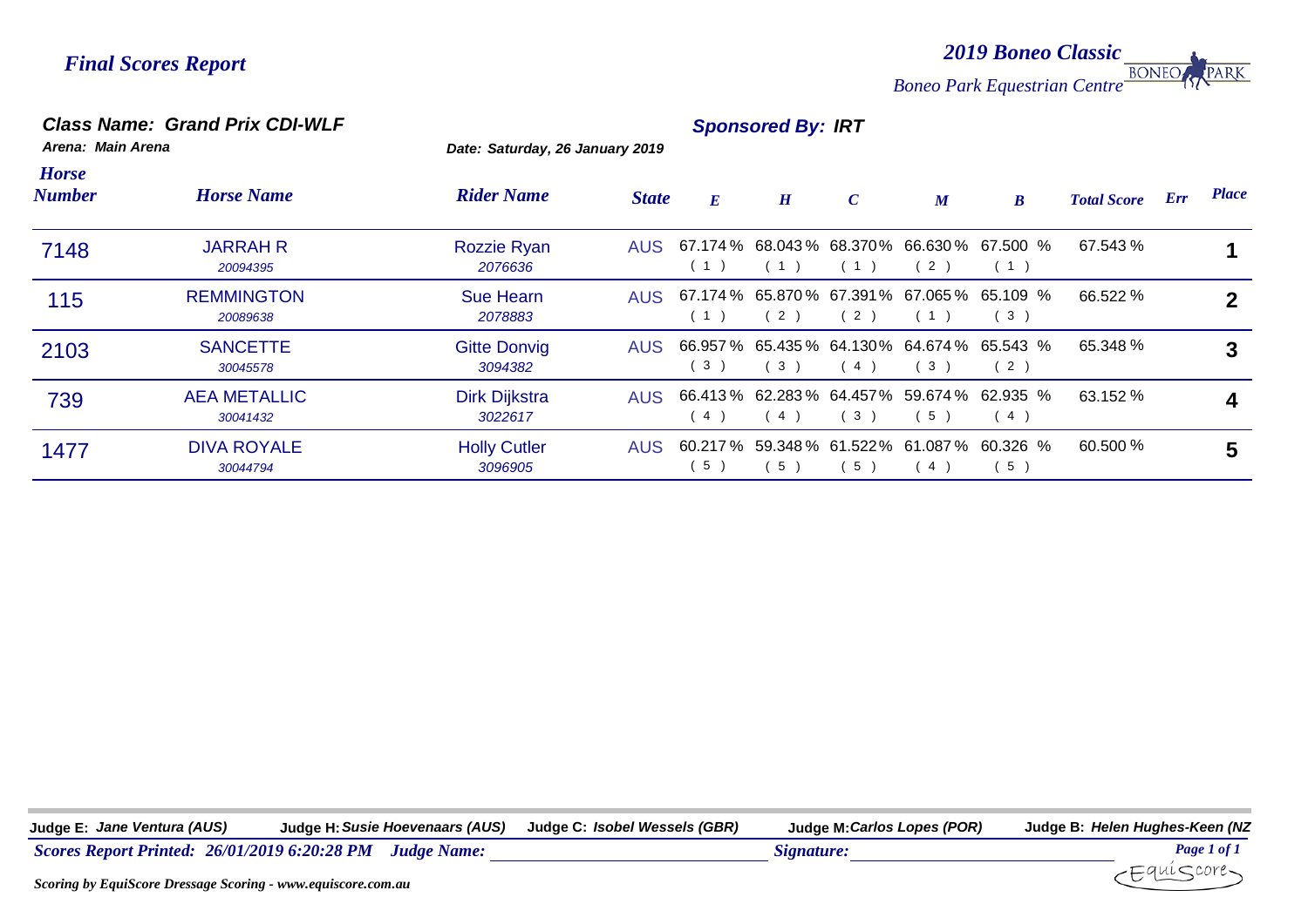*Final Scores Report*

*2019 Boneo Classic*

*Boneo Park Equestrian Centre*

**Class Name: Grand Prix CDI-WLF**

**Sponsored By: IRT**

*Arena: Main Arena*

*Date: Saturday, 26 January 2019*

| Horse Number | Horse Name | Rider Name | State | E | H | C | M | B | Total Score | Err | Place |
|---|---|---|---|---|---|---|---|---|---|---|---|
| 7148 | JARRAH R<br>*20094395* | Rozzie Ryan<br>*2076636* | AUS | 67.174 %<br>( 1 ) | 68.043 %<br>( 1 ) | 68.370%<br>( 1 ) | 66.630 %<br>( 2 ) | 67.500 %<br>( 1 ) | 67.543 % | | 1 |
| 115 | REMMINGTON<br>*20089638* | Sue Hearn<br>*2078883* | AUS | 67.174 %<br>( 1 ) | 65.870 %<br>( 2 ) | 67.391%<br>( 2 ) | 67.065 %<br>( 1 ) | 65.109 %<br>( 3 ) | 66.522 % | | 2 |
| 2103 | SANCETTE<br>*30045578* | Gitte Donvig<br>*3094382* | AUS | 66.957 %<br>( 3 ) | 65.435 %<br>( 3 ) | 64.130%<br>( 4 ) | 64.674 %<br>( 3 ) | 65.543 %<br>( 2 ) | 65.348 % | | 3 |
| 739 | AEA METALLIC<br>*30041432* | Dirk Dijkstra<br>*3022617* | AUS | 66.413 %<br>( 4 ) | 62.283 %<br>( 4 ) | 64.457%<br>( 3 ) | 59.674 %<br>( 5 ) | 62.935 %<br>( 4 ) | 63.152 % | | 4 |
| 1477 | DIVA ROYALE<br>*30044794* | Holly Cutler<br>*3096905* | AUS | 60.217 %<br>( 5 ) | 59.348 %<br>( 5 ) | 61.522%<br>( 5 ) | 61.087 %<br>( 4 ) | 60.326 %<br>( 5 ) | 60.500 % | | 5 |

**Judge E:** *Jane Ventura (AUS)* **Judge H:** *Susie Hoevenaars (AUS)* **Judge C:** *Isobel Wessels (GBR)* **Judge M:** *Carlos Lopes (POR)* **Judge B:** *Helen Hughes-Keen (NZ*

*Scores Report Printed: 26/01/2019 6:20:28 PM* *Judge Name:* ____________ *Signature:* ____________

*Scoring by EquiScore Dressage Scoring - www.equiscore.com.au*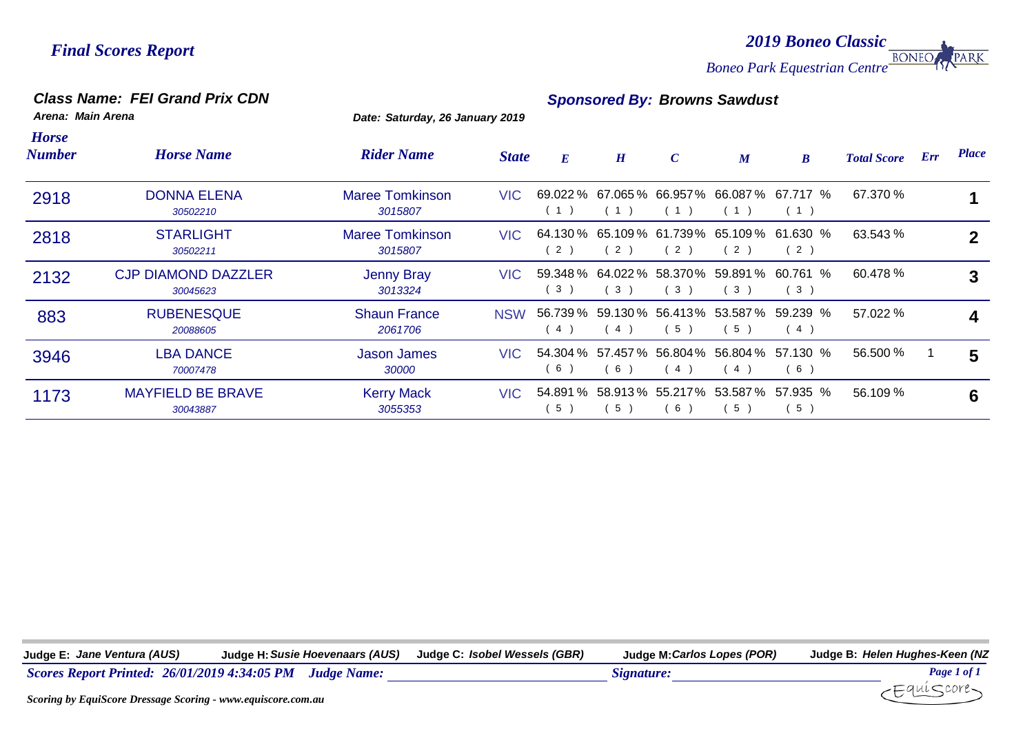# Final Scores Report

**2019 Boneo Classic**
*Boneo Park Equestrian Centre*

## Class Name: FEI Grand Prix CDN

**Sponsored By: Browns Sawdust**

*Arena: Main Arena*

*Date: Saturday, 26 January 2019*

| Horse Number | Horse Name | Rider Name | State | E | H | C | M | B | Total Score | Err | Place |
|---|---|---|---|---|---|---|---|---|---|---|---|
| 2918 | DONNA ELENA *30502210* | Maree Tomkinson *3015807* | VIC | 69.022 % (1) | 67.065 % (1) | 66.957% (1) | 66.087 % (1) | 67.717 % (1) | 67.370 % | | 1 |
| 2818 | STARLIGHT *30502211* | Maree Tomkinson *3015807* | VIC | 64.130 % (2) | 65.109 % (2) | 61.739% (2) | 65.109 % (2) | 61.630 % (2) | 63.543 % | | 2 |
| 2132 | CJP DIAMOND DAZZLER *30045623* | Jenny Bray *3013324* | VIC | 59.348 % (3) | 64.022 % (3) | 58.370% (3) | 59.891 % (3) | 60.761 % (3) | 60.478 % | | 3 |
| 883 | RUBENESQUE *20088605* | Shaun France *2061706* | NSW | 56.739 % (4) | 59.130 % (4) | 56.413% (5) | 53.587 % (5) | 59.239 % (4) | 57.022 % | | 4 |
| 3946 | LBA DANCE *70007478* | Jason James *30000* | VIC | 54.304 % (6) | 57.457 % (6) | 56.804% (4) | 56.804 % (4) | 57.130 % (6) | 56.500 % | 1 | 5 |
| 1173 | MAYFIELD BE BRAVE *30043887* | Kerry Mack *3055353* | VIC | 54.891 % (5) | 58.913 % (5) | 55.217% (6) | 53.587 % (5) | 57.935 % (5) | 56.109 % | | 6 |

**Judge E:** *Jane Ventura (AUS)* **Judge H:** *Susie Hoevenaars (AUS)* **Judge C:** *Isobel Wessels (GBR)* **Judge M:** *Carlos Lopes (POR)* **Judge B:** *Helen Hughes-Keen (NZ*

*Scores Report Printed: 26/01/2019 4:34:05 PM* *Judge Name:* ____________ *Signature:* ____________

*Scoring by EquiScore Dressage Scoring - www.equiscore.com.au*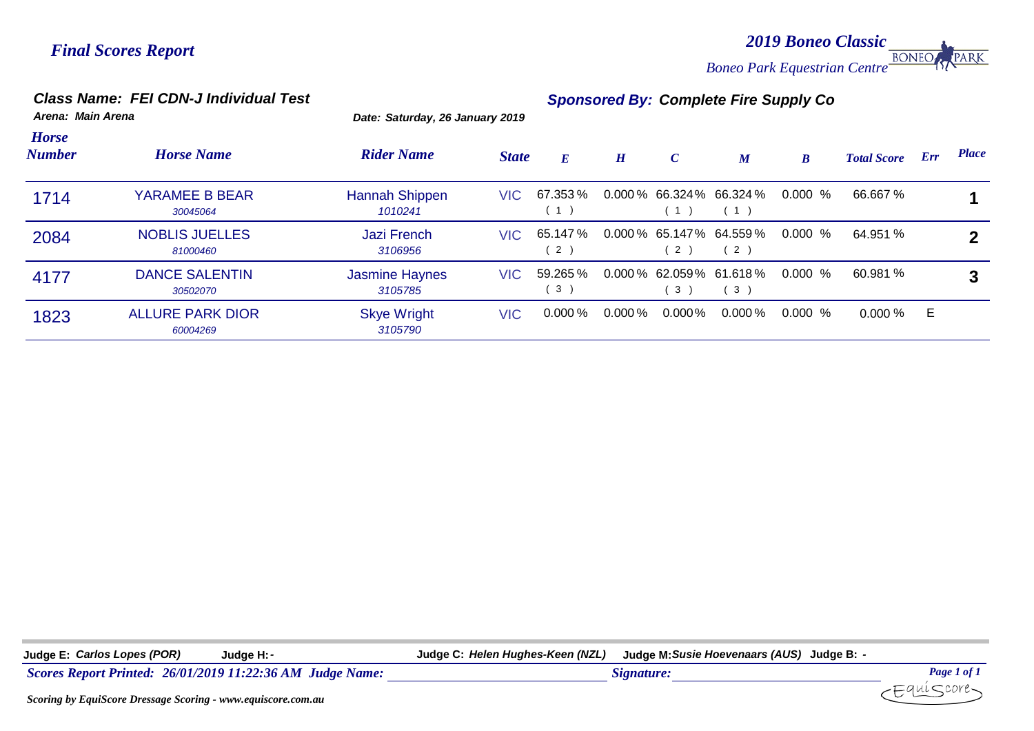*Final Scores Report*

***2019 Boneo Classic***

*Boneo Park Equestrian Centre*

## Class Name: FEI CDN-J Individual Test

**Sponsored By: Complete Fire Supply Co**

*Arena: Main Arena*

*Date: Saturday, 26 January 2019*

| Horse Number | Horse Name | Rider Name | State | E | H | C | M | B | Total Score | Err | Place |
|---|---|---|---|---|---|---|---|---|---|---|---|
| 1714 | YARAMEE B BEAR<br>30045064 | Hannah Shippen<br>1010241 | VIC | 67.353 %<br>( 1 ) | 0.000 % | 66.324 %<br>( 1 ) | 66.324 %<br>( 1 ) | 0.000 % | 66.667 % | | 1 |
| 2084 | NOBLIS JUELLES<br>81000460 | Jazi French<br>3106956 | VIC | 65.147 %<br>( 2 ) | 0.000 % | 65.147 %<br>( 2 ) | 64.559 %<br>( 2 ) | 0.000 % | 64.951 % | | 2 |
| 4177 | DANCE SALENTIN<br>30502070 | Jasmine Haynes<br>3105785 | VIC | 59.265 %<br>( 3 ) | 0.000 % | 62.059 %<br>( 3 ) | 61.618 %<br>( 3 ) | 0.000 % | 60.981 % | | 3 |
| 1823 | ALLURE PARK DIOR<br>60004269 | Skye Wright<br>3105790 | VIC | 0.000 % | 0.000 % | 0.000 % | 0.000 % | 0.000 % | 0.000 % | E | |

**Judge E:** *Carlos Lopes (POR)* **Judge H:** - **Judge C:** *Helen Hughes-Keen (NZL)* **Judge M:** *Susie Hoevenaars (AUS)* **Judge B:** -

*Scores Report Printed: 26/01/2019 11:22:36 AM Judge Name:* \_\_\_\_\_\_\_\_\_\_\_\_\_\_\_\_ *Signature:* \_\_\_\_\_\_\_\_\_\_\_\_\_\_\_\_

*Scoring by EquiScore Dressage Scoring - www.equiscore.com.au*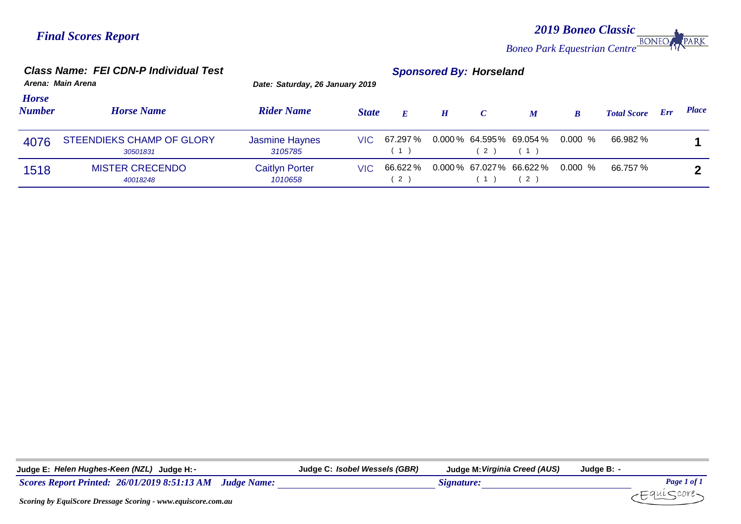## Final Scores Report

**2019 Boneo Classic**
*Boneo Park Equestrian Centre*

### Class Name: FEI CDN-P Individual Test

**Sponsored By: Horseland**

Arena: Main Arena
Date: Saturday, 26 January 2019

| Horse Number | Horse Name | Rider Name | State | E | H | C | M | B | Total Score | Err | Place |
|---|---|---|---|---|---|---|---|---|---|---|---|
| 4076 | STEENDIEKS CHAMP OF GLORY 30501831 | Jasmine Haynes 3105785 | VIC | 67.297 % ( 1 ) | 0.000 % | 64.595% ( 2 ) | 69.054 % ( 1 ) | 0.000 % | 66.982 % | | 1 |
| 1518 | MISTER CRECENDO 40018248 | Caitlyn Porter 1010658 | VIC | 66.622 % ( 2 ) | 0.000 % | 67.027% ( 1 ) | 66.622 % ( 2 ) | 0.000 % | 66.757 % | | 2 |

Judge E: *Helen Hughes-Keen (NZL)* Judge H: - Judge C: *Isobel Wessels (GBR)* Judge M: *Virginia Creed (AUS)* Judge B: -

*Scores Report Printed: 26/01/2019 8:51:13 AM* *Judge Name:* ______________________ *Signature:* ______________________

*Scoring by EquiScore Dressage Scoring - www.equiscore.com.au*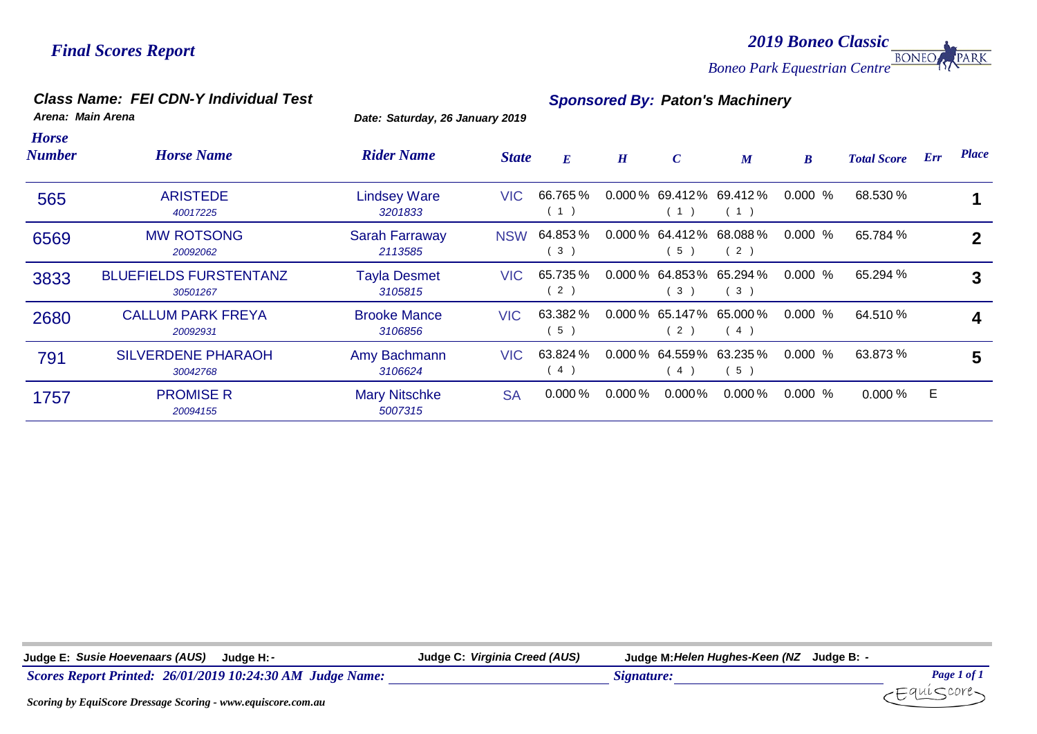*Final Scores Report*

*2019 Boneo Classic*
*Boneo Park Equestrian Centre*

**Class Name: FEI CDN-Y Individual Test**

**Sponsored By: Paton's Machinery**

**Arena: Main Arena**

**Date: Saturday, 26 January 2019**

| Horse Number | Horse Name | Rider Name | State | E | H | C | M | B | Total Score | Err | Place |
|---|---|---|---|---|---|---|---|---|---|---|---|
| 565 | ARISTEDE<br>40017225 | Lindsey Ware<br>3201833 | VIC | 66.765 %<br>( 1 ) | 0.000 % | 69.412 %<br>( 1 ) | 69.412 %<br>( 1 ) | 0.000 % | 68.530 % | | 1 |
| 6569 | MW ROTSONG<br>20092062 | Sarah Farraway<br>2113585 | NSW | 64.853 %<br>( 3 ) | 0.000 % | 64.412 %<br>( 5 ) | 68.088 %<br>( 2 ) | 0.000 % | 65.784 % | | 2 |
| 3833 | BLUEFIELDS FURSTENTANZ<br>30501267 | Tayla Desmet<br>3105815 | VIC | 65.735 %<br>( 2 ) | 0.000 % | 64.853 %<br>( 3 ) | 65.294 %<br>( 3 ) | 0.000 % | 65.294 % | | 3 |
| 2680 | CALLUM PARK FREYA<br>20092931 | Brooke Mance<br>3106856 | VIC | 63.382 %<br>( 5 ) | 0.000 % | 65.147 %<br>( 2 ) | 65.000 %<br>( 4 ) | 0.000 % | 64.510 % | | 4 |
| 791 | SILVERDENE PHARAOH<br>30042768 | Amy Bachmann<br>3106624 | VIC | 63.824 %<br>( 4 ) | 0.000 % | 64.559 %<br>( 4 ) | 63.235 %<br>( 5 ) | 0.000 % | 63.873 % | | 5 |
| 1757 | PROMISE R<br>20094155 | Mary Nitschke<br>5007315 | SA | 0.000 % | 0.000 % | 0.000 % | 0.000 % | 0.000 % | 0.000 % | E | |

**Judge E:** *Susie Hoevenaars (AUS)* **Judge H:** - **Judge C:** *Virginia Creed (AUS)* **Judge M:** *Helen Hughes-Keen (NZ* **Judge B:** -

*Scores Report Printed: 26/01/2019 10:24:30 AM Judge Name:* ______________________ *Signature:* ______________________

*Scoring by EquiScore Dressage Scoring - www.equiscore.com.au*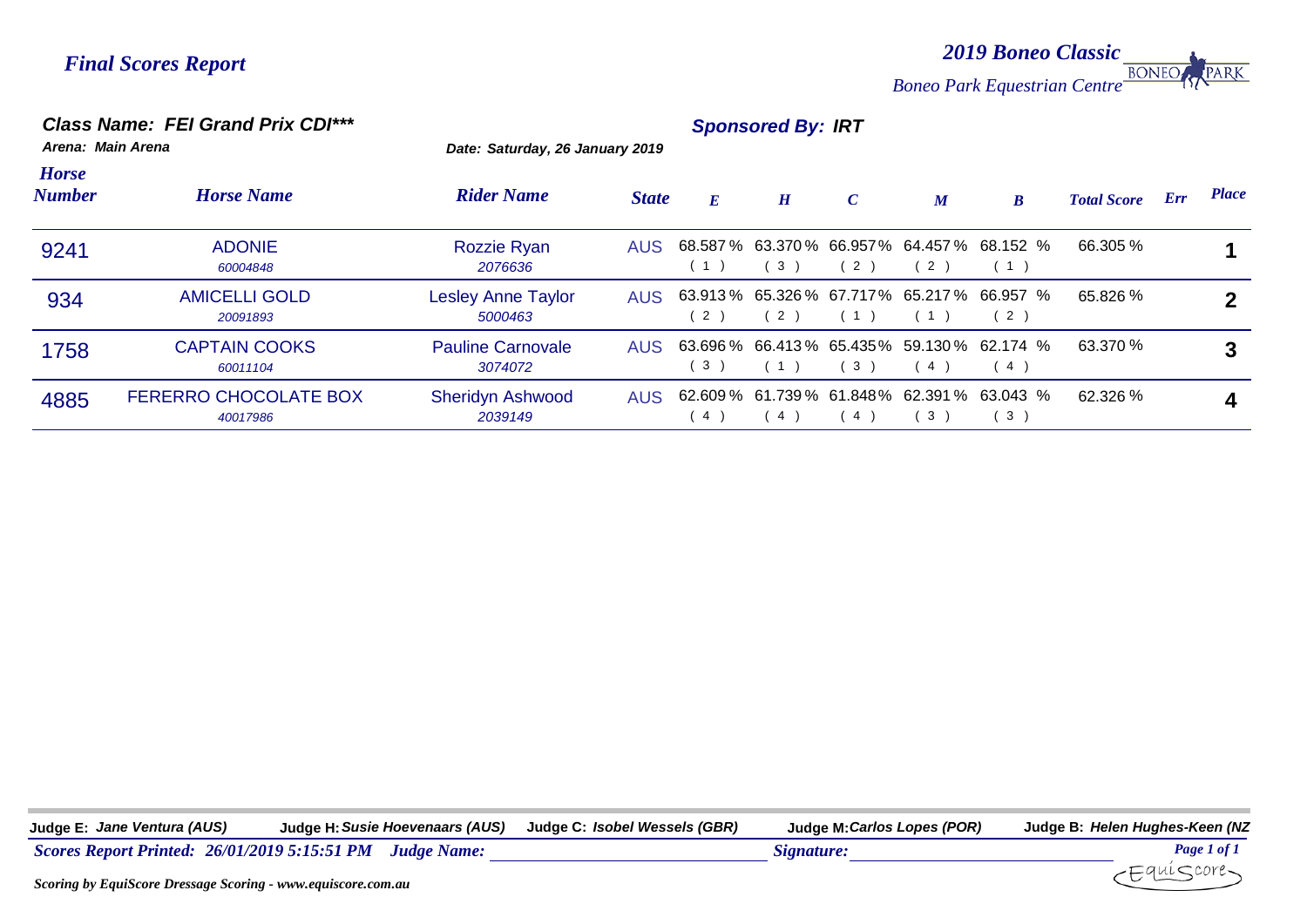## *Final Scores Report*

## *2019 Boneo Classic*

*Boneo Park Equestrian Centre*

### *Class Name: FEI Grand Prix CDI****

***Sponsored By: IRT***

*Arena: Main Arena* *Date: Saturday, 26 January 2019*

| Horse Number | Horse Name | Rider Name | State | E | H | C | M | B | Total Score | Err | Place |
|---|---|---|---|---|---|---|---|---|---|---|---|
| 9241 | ADONIE<br>*60004848* | Rozzie Ryan<br>*2076636* | AUS | 68.587 %<br>( 1 ) | 63.370 %<br>( 3 ) | 66.957 %<br>( 2 ) | 64.457 %<br>( 2 ) | 68.152 %<br>( 1 ) | 66.305 % | | 1 |
| 934 | AMICELLI GOLD<br>*20091893* | Lesley Anne Taylor<br>*5000463* | AUS | 63.913 %<br>( 2 ) | 65.326 %<br>( 2 ) | 67.717 %<br>( 1 ) | 65.217 %<br>( 1 ) | 66.957 %<br>( 2 ) | 65.826 % | | 2 |
| 1758 | CAPTAIN COOKS<br>*60011104* | Pauline Carnovale<br>*3074072* | AUS | 63.696 %<br>( 3 ) | 66.413 %<br>( 1 ) | 65.435 %<br>( 3 ) | 59.130 %<br>( 4 ) | 62.174 %<br>( 4 ) | 63.370 % | | 3 |
| 4885 | FERERRO CHOCOLATE BOX<br>*40017986* | Sheridyn Ashwood<br>*2039149* | AUS | 62.609 %<br>( 4 ) | 61.739 %<br>( 4 ) | 61.848 %<br>( 4 ) | 62.391 %<br>( 3 ) | 63.043 %<br>( 3 ) | 62.326 % | | 4 |

**Judge E:** *Jane Ventura (AUS)* **Judge H:** *Susie Hoevenaars (AUS)* **Judge C:** *Isobel Wessels (GBR)* **Judge M:** *Carlos Lopes (POR)* **Judge B:** *Helen Hughes-Keen (NZ*

***Scores Report Printed: 26/01/2019 5:15:51 PM Judge Name:*** ______________________ ***Signature:*** ______________________

*Scoring by EquiScore Dressage Scoring - www.equiscore.com.au*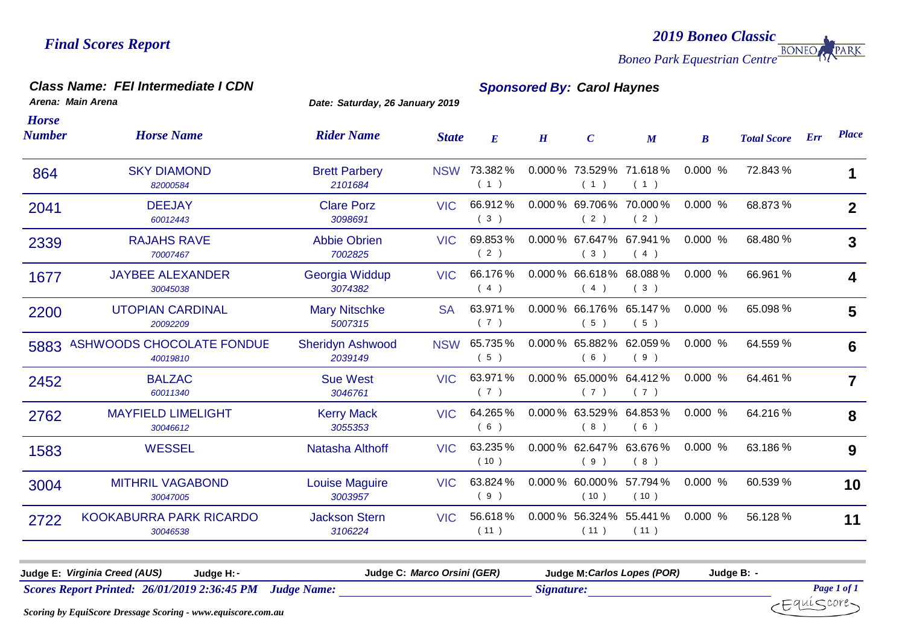# Final Scores Report

**2019 Boneo Classic**
*Boneo Park Equestrian Centre*

### Class Name: FEI Intermediate I CDN

**Sponsored By: Carol Haynes**

*Arena: Main Arena*

*Date: Saturday, 26 January 2019*

| Horse Number | Horse Name | Rider Name | State | E | H | C | M | B | Total Score | Err | Place |
|---|---|---|---|---|---|---|---|---|---|---|---|
| 864 | SKY DIAMOND<br>*82000584* | Brett Parbery<br>*2101684* | NSW | 73.382 %<br>( 1 ) | 0.000 % | 73.529%<br>( 1 ) | 71.618 %<br>( 1 ) | 0.000 % | 72.843 % | | 1 |
| 2041 | DEEJAY<br>*60012443* | Clare Porz<br>*3098691* | VIC | 66.912 %<br>( 3 ) | 0.000 % | 69.706%<br>( 2 ) | 70.000 %<br>( 2 ) | 0.000 % | 68.873 % | | 2 |
| 2339 | RAJAHS RAVE<br>*70007467* | Abbie Obrien<br>*7002825* | VIC | 69.853 %<br>( 2 ) | 0.000 % | 67.647%<br>( 3 ) | 67.941 %<br>( 4 ) | 0.000 % | 68.480 % | | 3 |
| 1677 | JAYBEE ALEXANDER<br>*30045038* | Georgia Widdup<br>*3074382* | VIC | 66.176 %<br>( 4 ) | 0.000 % | 66.618%<br>( 4 ) | 68.088 %<br>( 3 ) | 0.000 % | 66.961 % | | 4 |
| 2200 | UTOPIAN CARDINAL<br>*20092209* | Mary Nitschke<br>*5007315* | SA | 63.971 %<br>( 7 ) | 0.000 % | 66.176%<br>( 5 ) | 65.147 %<br>( 5 ) | 0.000 % | 65.098 % | | 5 |
| 5883 | ASHWOODS CHOCOLATE FONDUE<br>*40019810* | Sheridyn Ashwood<br>*2039149* | NSW | 65.735 %<br>( 5 ) | 0.000 % | 65.882%<br>( 6 ) | 62.059 %<br>( 9 ) | 0.000 % | 64.559 % | | 6 |
| 2452 | BALZAC<br>*60011340* | Sue West<br>*3046761* | VIC | 63.971 %<br>( 7 ) | 0.000 % | 65.000%<br>( 7 ) | 64.412 %<br>( 7 ) | 0.000 % | 64.461 % | | 7 |
| 2762 | MAYFIELD LIMELIGHT<br>*30046612* | Kerry Mack<br>*3055353* | VIC | 64.265 %<br>( 6 ) | 0.000 % | 63.529%<br>( 8 ) | 64.853 %<br>( 6 ) | 0.000 % | 64.216 % | | 8 |
| 1583 | WESSEL | Natasha Althoff | VIC | 63.235 %<br>( 10 ) | 0.000 % | 62.647%<br>( 9 ) | 63.676 %<br>( 8 ) | 0.000 % | 63.186 % | | 9 |
| 3004 | MITHRIL VAGABOND<br>*30047005* | Louise Maguire<br>*3003957* | VIC | 63.824 %<br>( 9 ) | 0.000 % | 60.000%<br>( 10 ) | 57.794 %<br>( 10 ) | 0.000 % | 60.539 % | | 10 |
| 2722 | KOOKABURRA PARK RICARDO<br>*30046538* | Jackson Stern<br>*3106224* | VIC | 56.618 %<br>( 11 ) | 0.000 % | 56.324%<br>( 11 ) | 55.441 %<br>( 11 ) | 0.000 % | 56.128 % | | 11 |

**Judge E:** *Virginia Creed (AUS)* **Judge H:** - **Judge C:** *Marco Orsini (GER)* **Judge M:** *Carlos Lopes (POR)* **Judge B:** -

*Scores Report Printed: 26/01/2019 2:36:45 PM* *Judge Name:* ____________ *Signature:* ____________

*Scoring by EquiScore Dressage Scoring - www.equiscore.com.au*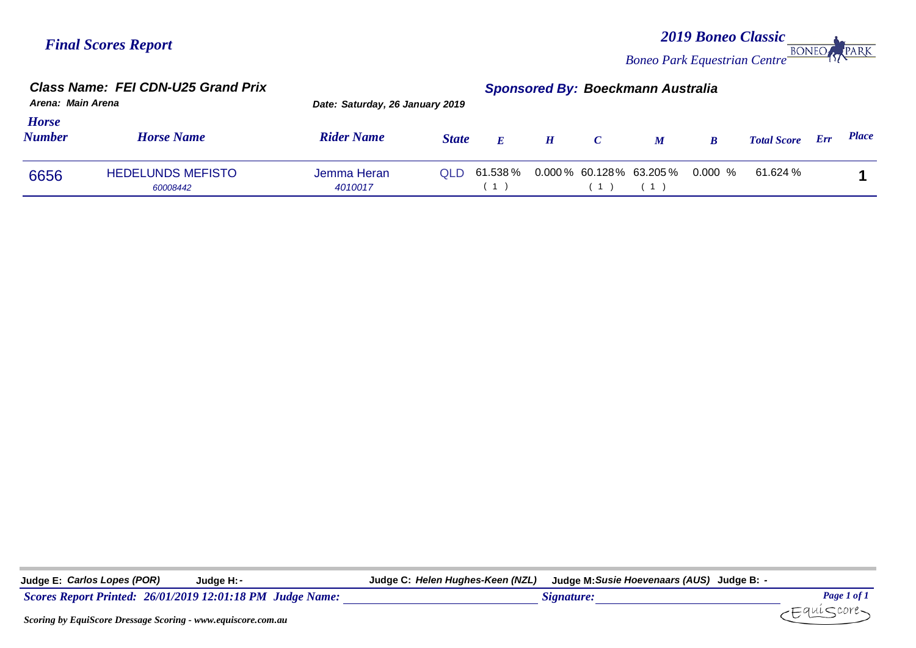*Final Scores Report*

**2019 Boneo Classic**

*Boneo Park Equestrian Centre*

## Class Name: FEI CDN-U25 Grand Prix

**Sponsored By: Boeckmann Australia**

*Arena: Main Arena*

*Date: Saturday, 26 January 2019*

| Horse Number | Horse Name | Rider Name | State | E | H | C | M | B | Total Score | Err | Place |
|---|---|---|---|---|---|---|---|---|---|---|---|
| 6656 | HEDELUNDS MEFISTO<br>60008442 | Jemma Heran<br>4010017 | QLD | 61.538 %<br>( 1 ) | 0.000 % | 60.128 %<br>( 1 ) | 63.205 %<br>( 1 ) | 0.000 % | 61.624 % | | 1 |

**Judge E:** *Carlos Lopes (POR)* **Judge H:** - **Judge C:** *Helen Hughes-Keen (NZL)* **Judge M:** *Susie Hoevenaars (AUS)* **Judge B:** -

*Scores Report Printed: 26/01/2019 12:01:18 PM* *Judge Name:* ____________ *Signature:* ____________

*Scoring by EquiScore Dressage Scoring - www.equiscore.com.au*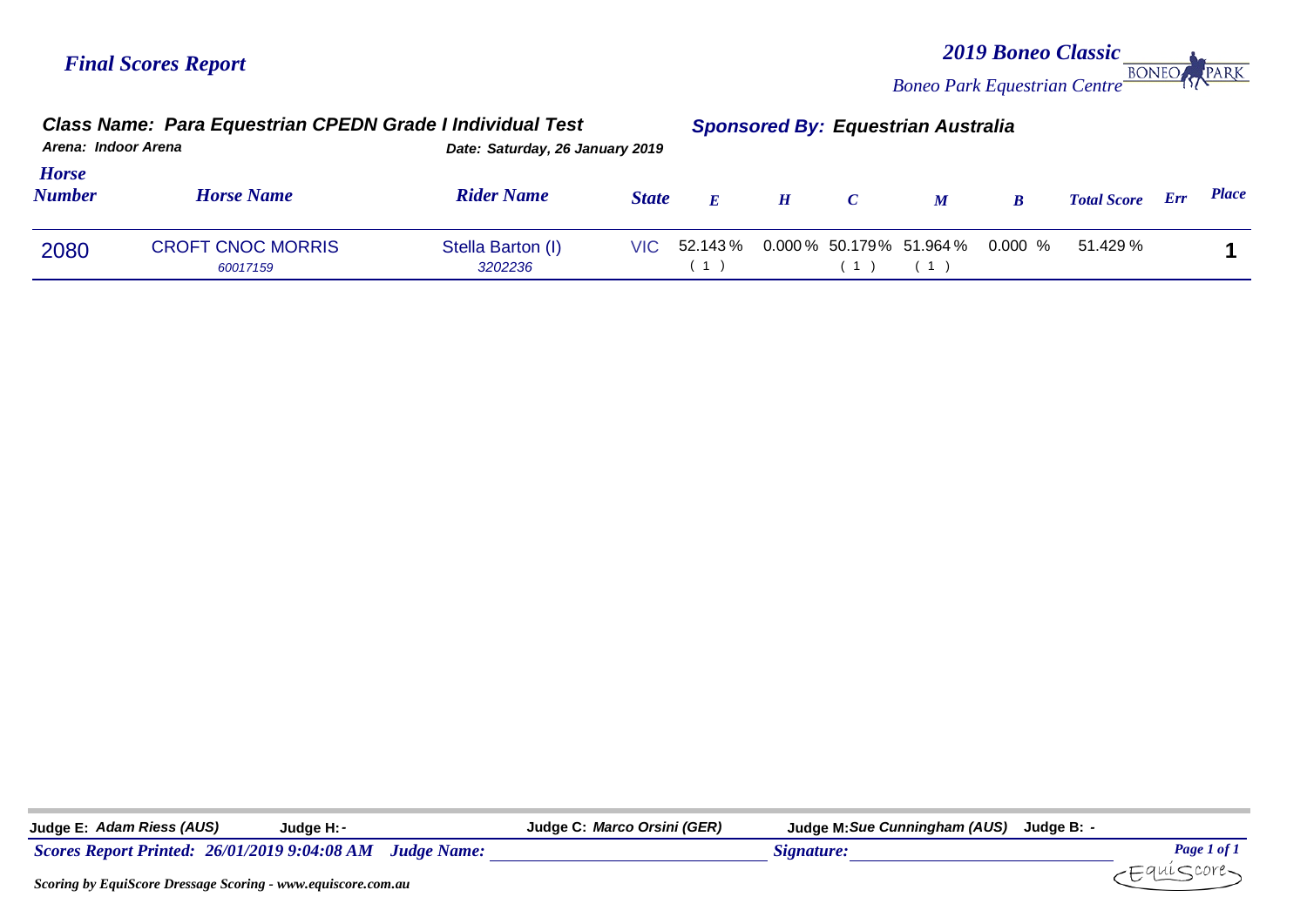# Final Scores Report

**2019 Boneo Classic**
*Boneo Park Equestrian Centre*

## Class Name: Para Equestrian CPEDN Grade I Individual Test

**Sponsored By: Equestrian Australia**

**Arena: Indoor Arena**
**Date: Saturday, 26 January 2019**

| Horse Number | Horse Name | Rider Name | State | E | H | C | M | B | Total Score | Err | Place |
|---|---|---|---|---|---|---|---|---|---|---|---|
| 2080 | CROFT CNOC MORRIS<br>60017159 | Stella Barton (I)<br>3202236 | VIC | 52.143 %<br>( 1 ) | 0.000 % | 50.179%<br>( 1 ) | 51.964 %<br>( 1 ) | 0.000 % | 51.429 % | | 1 |

**Judge E:** *Adam Riess (AUS)* **Judge H:** - **Judge C:** *Marco Orsini (GER)* **Judge M:** *Sue Cunningham (AUS)* **Judge B:** -

*Scores Report Printed: 26/01/2019 9:04:08 AM* *Judge Name:* ______________ *Signature:* ______________

*Scoring by EquiScore Dressage Scoring - www.equiscore.com.au*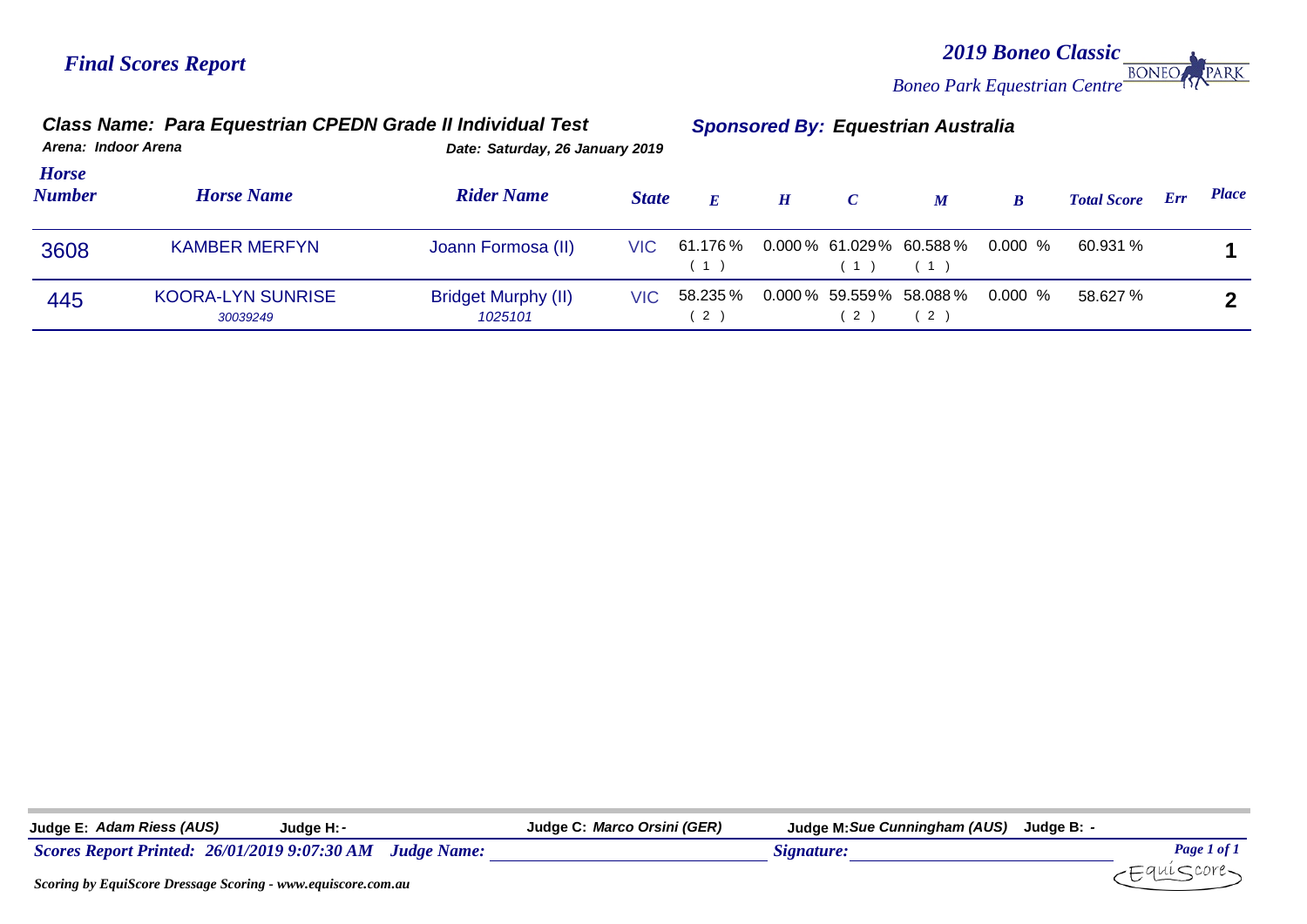*Final Scores Report*

***2019 Boneo Classic***

*Boneo Park Equestrian Centre*

## *Class Name: Para Equestrian CPEDN Grade II Individual Test*

***Sponsored By: Equestrian Australia***

*Arena: Indoor Arena*

*Date: Saturday, 26 January 2019*

| Horse Number | Horse Name | Rider Name | State | E | H | C | M | B | Total Score | Err | Place |
|---|---|---|---|---|---|---|---|---|---|---|---|
| 3608 | KAMBER MERFYN | Joann Formosa (II) | VIC | 61.176 % ( 1 ) | 0.000 % | 61.029% ( 1 ) | 60.588 % ( 1 ) | 0.000 % | 60.931 % | | 1 |
| 445 | KOORA-LYN SUNRISE 30039249 | Bridget Murphy (II) 1025101 | VIC | 58.235 % ( 2 ) | 0.000 % | 59.559% ( 2 ) | 58.088 % ( 2 ) | 0.000 % | 58.627 % | | 2 |

**Judge E:** *Adam Riess (AUS)* **Judge H:** - **Judge C:** *Marco Orsini (GER)* **Judge M:** *Sue Cunningham (AUS)* **Judge B:** -

*Scores Report Printed: 26/01/2019 9:07:30 AM* *Judge Name:* ______________________ *Signature:* ______________________

*Scoring by EquiScore Dressage Scoring - www.equiscore.com.au*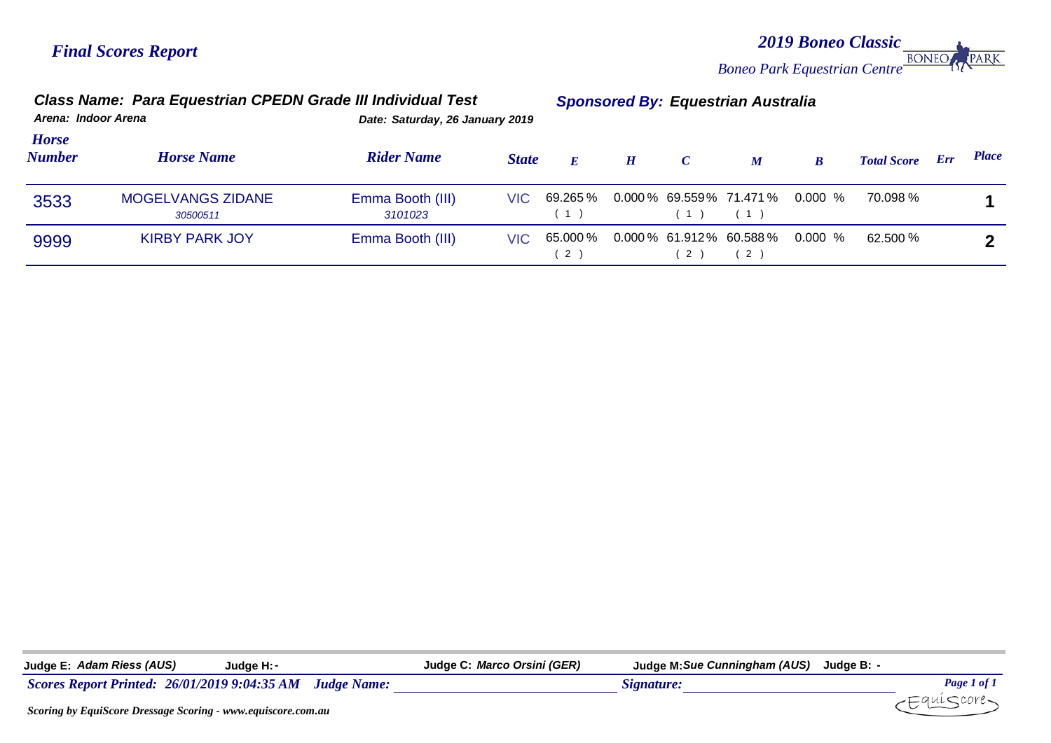*Final Scores Report*

***2019 Boneo Classic***
*Boneo Park Equestrian Centre*

### Class Name: Para Equestrian CPEDN Grade III Individual Test

**Sponsored By: Equestrian Australia**

**Arena: Indoor Arena** | **Date: Saturday, 26 January 2019**

| Horse Number | Horse Name | Rider Name | State | E | H | C | M | B | Total Score | Err | Place |
|---|---|---|---|---|---|---|---|---|---|---|---|
| 3533 | MOGELVANGS ZIDANE<br>*30500511* | Emma Booth (III)<br>*3101023* | VIC | 69.265 %<br>( 1 ) | 0.000 % | 69.559%<br>( 1 ) | 71.471 %<br>( 1 ) | 0.000 % | 70.098 % | | **1** |
| 9999 | KIRBY PARK JOY | Emma Booth (III) | VIC | 65.000 %<br>( 2 ) | 0.000 % | 61.912%<br>( 2 ) | 60.588 %<br>( 2 ) | 0.000 % | 62.500 % | | **2** |

**Judge E:** *Adam Riess (AUS)* **Judge H:** - **Judge C:** *Marco Orsini (GER)* **Judge M:** *Sue Cunningham (AUS)* **Judge B:** -

***Scores Report Printed: 26/01/2019 9:04:35 AM*** ***Judge Name:*** ______ ***Signature:*** ______

***Scoring by EquiScore Dressage Scoring - www.equiscore.com.au***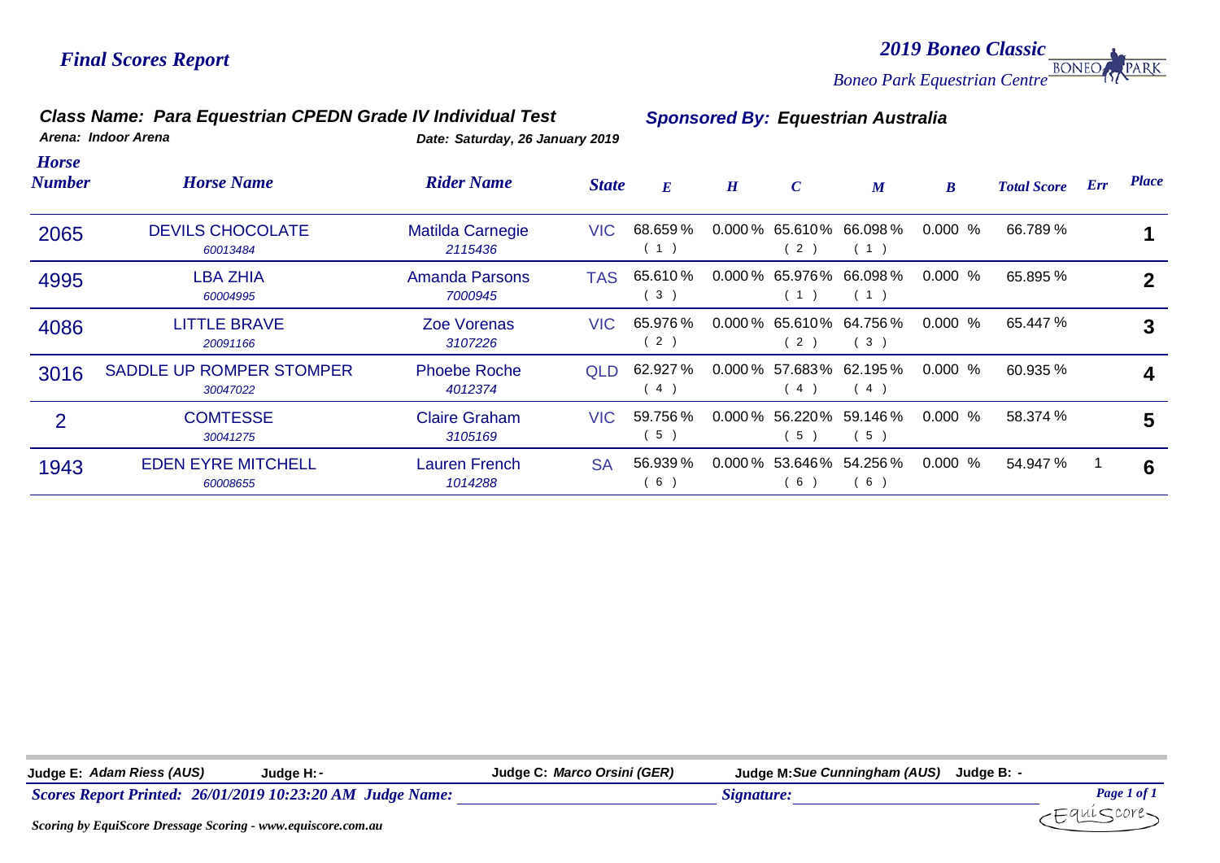*Final Scores Report*

***2019 Boneo Classic***

*Boneo Park Equestrian Centre*

## *Class Name: Para Equestrian CPEDN Grade IV Individual Test*

***Sponsored By: Equestrian Australia***

***Arena: Indoor Arena***

***Date: Saturday, 26 January 2019***

| *Horse Number* | *Horse Name* | *Rider Name* | *State* | *E* | *H* | *C* | *M* | *B* | *Total Score* | *Err* | *Place* |
|---|---|---|---|---|---|---|---|---|---|---|---|
| 2065 | DEVILS CHOCOLATE *60013484* | Matilda Carnegie *2115436* | VIC | 68.659 % ( 1 ) | 0.000 % | 65.610% ( 2 ) | 66.098 % ( 1 ) | 0.000 % | 66.789 % | | **1** |
| 4995 | LBA ZHIA *60004995* | Amanda Parsons *7000945* | TAS | 65.610 % ( 3 ) | 0.000 % | 65.976% ( 1 ) | 66.098 % ( 1 ) | 0.000 % | 65.895 % | | **2** |
| 4086 | LITTLE BRAVE *20091166* | Zoe Vorenas *3107226* | VIC | 65.976 % ( 2 ) | 0.000 % | 65.610% ( 2 ) | 64.756 % ( 3 ) | 0.000 % | 65.447 % | | **3** |
| 3016 | SADDLE UP ROMPER STOMPER *30047022* | Phoebe Roche *4012374* | QLD | 62.927 % ( 4 ) | 0.000 % | 57.683% ( 4 ) | 62.195 % ( 4 ) | 0.000 % | 60.935 % | | **4** |
| 2 | COMTESSE *30041275* | Claire Graham *3105169* | VIC | 59.756 % ( 5 ) | 0.000 % | 56.220% ( 5 ) | 59.146 % ( 5 ) | 0.000 % | 58.374 % | | **5** |
| 1943 | EDEN EYRE MITCHELL *60008655* | Lauren French *1014288* | SA | 56.939 % ( 6 ) | 0.000 % | 53.646% ( 6 ) | 54.256 % ( 6 ) | 0.000 % | 54.947 % | 1 | **6** |

**Judge E:** *Adam Riess (AUS)* **Judge H:** - **Judge C:** *Marco Orsini (GER)* **Judge M:** *Sue Cunningham (AUS)* **Judge B:** -

***Scores Report Printed: 26/01/2019 10:23:20 AM Judge Name:*** ______________________ ***Signature:*** ______________________

***Scoring by EquiScore Dressage Scoring - www.equiscore.com.au***